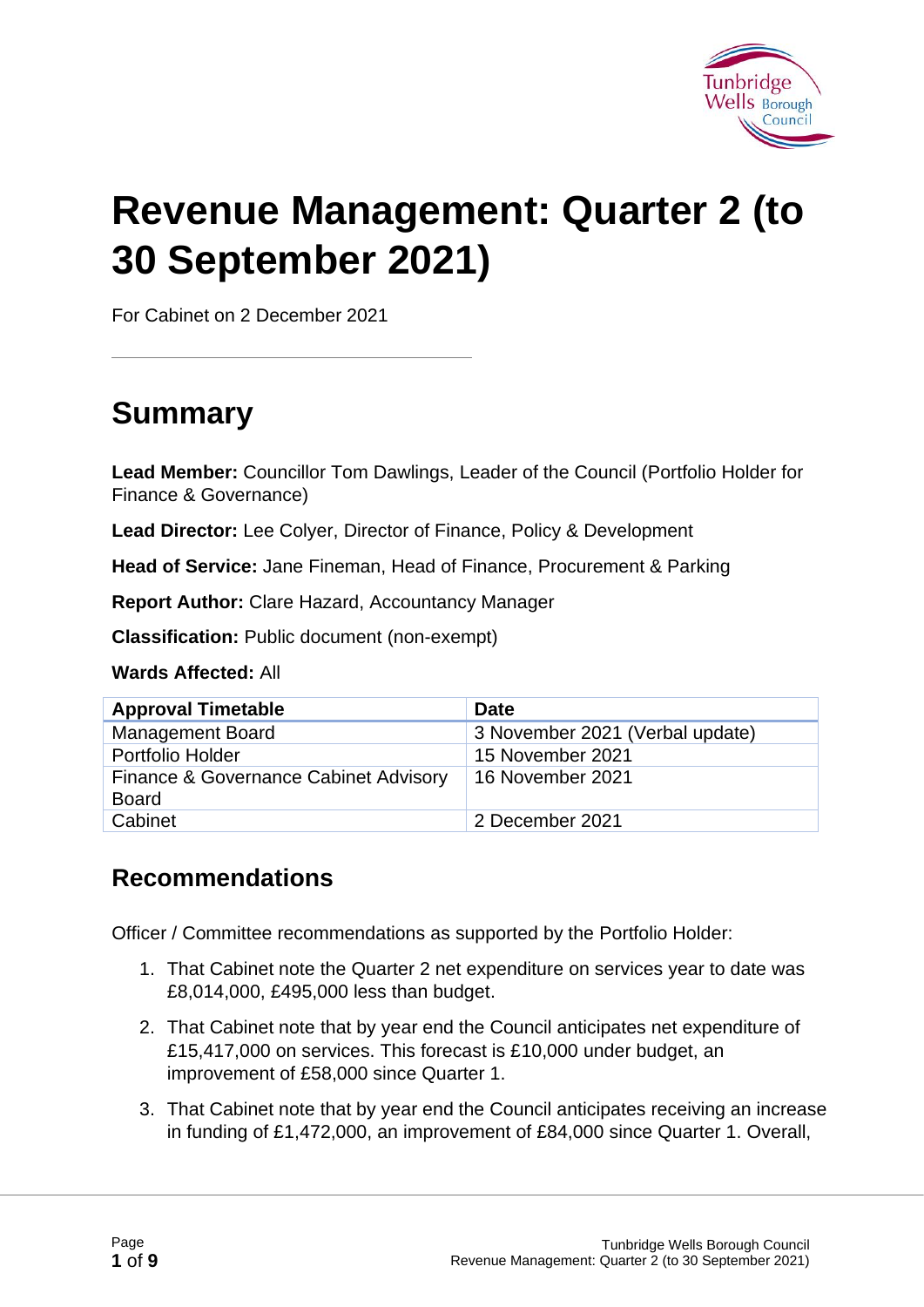# Revenue Management: Quarter 2 (to 30 September 2021)

For Cabinet on 2 December 2021

## Summary

**Lead Member:** Councillor Tom Dawlings, Leader of the Council (Portfolio Holder for Finance & Governance)

**Lead Director:** Lee Colyer, Director of Finance, Policy & Development

**Head of Service:** Jane Fineman, Head of Finance, Procurement & Parking

**Report Author:** Clare Hazard, Accountancy Manager

**Classification:** Public document (non-exempt)

**Wards Affected:** All

| Approval Timetable | Date |
|---|---|
| Management Board | 3 November 2021 (Verbal update) |
| Portfolio Holder | 15 November 2021 |
| Finance & Governance Cabinet Advisory Board | 16 November 2021 |
| Cabinet | 2 December 2021 |

## Recommendations

Officer / Committee recommendations as supported by the Portfolio Holder:

1. That Cabinet note the Quarter 2 net expenditure on services year to date was £8,014,000, £495,000 less than budget.
2. That Cabinet note that by year end the Council anticipates net expenditure of £15,417,000 on services. This forecast is £10,000 under budget, an improvement of £58,000 since Quarter 1.
3. That Cabinet note that by year end the Council anticipates receiving an increase in funding of £1,472,000, an improvement of £84,000 since Quarter 1. Overall,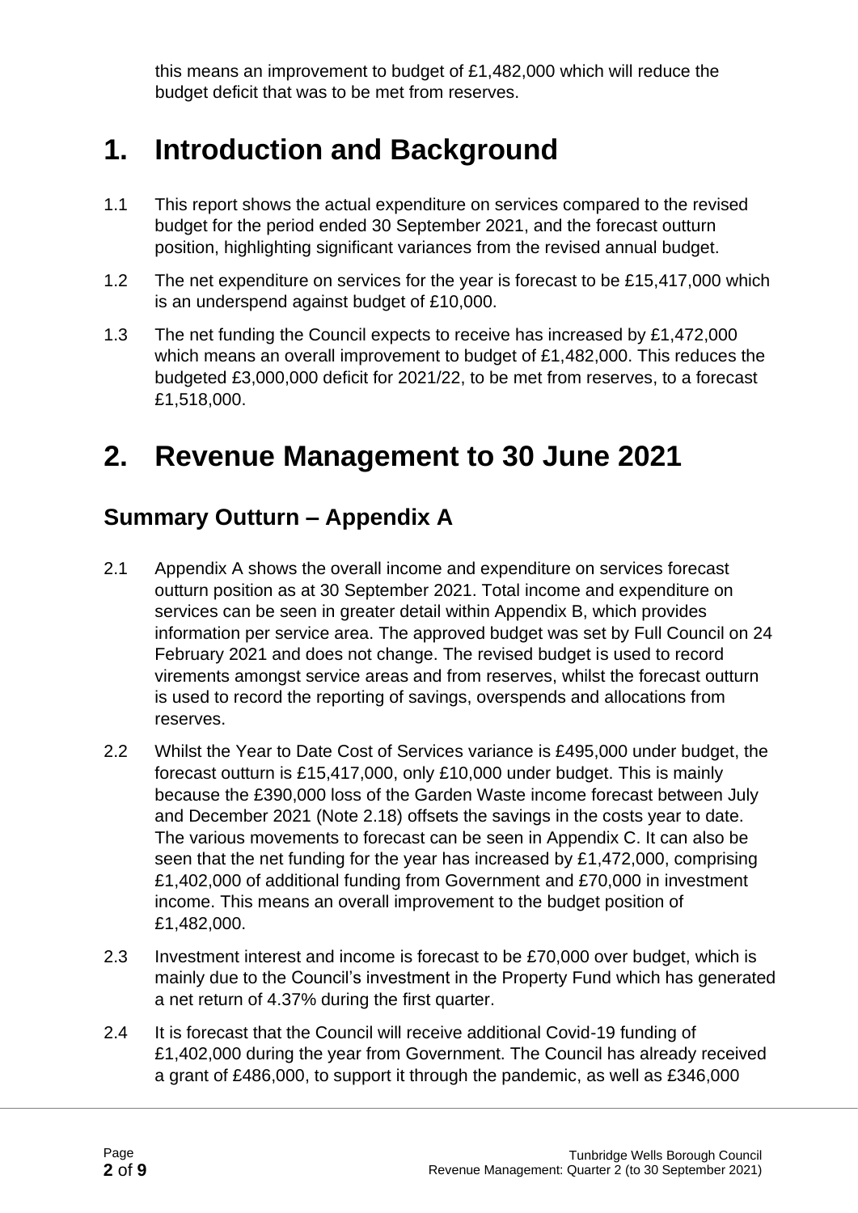this means an improvement to budget of £1,482,000 which will reduce the budget deficit that was to be met from reserves.

# 1. Introduction and Background

1.1 This report shows the actual expenditure on services compared to the revised budget for the period ended 30 September 2021, and the forecast outturn position, highlighting significant variances from the revised annual budget.

1.2 The net expenditure on services for the year is forecast to be £15,417,000 which is an underspend against budget of £10,000.

1.3 The net funding the Council expects to receive has increased by £1,472,000 which means an overall improvement to budget of £1,482,000. This reduces the budgeted £3,000,000 deficit for 2021/22, to be met from reserves, to a forecast £1,518,000.

# 2. Revenue Management to 30 June 2021

## Summary Outturn – Appendix A

2.1 Appendix A shows the overall income and expenditure on services forecast outturn position as at 30 September 2021. Total income and expenditure on services can be seen in greater detail within Appendix B, which provides information per service area. The approved budget was set by Full Council on 24 February 2021 and does not change. The revised budget is used to record virements amongst service areas and from reserves, whilst the forecast outturn is used to record the reporting of savings, overspends and allocations from reserves.

2.2 Whilst the Year to Date Cost of Services variance is £495,000 under budget, the forecast outturn is £15,417,000, only £10,000 under budget. This is mainly because the £390,000 loss of the Garden Waste income forecast between July and December 2021 (Note 2.18) offsets the savings in the costs year to date. The various movements to forecast can be seen in Appendix C. It can also be seen that the net funding for the year has increased by £1,472,000, comprising £1,402,000 of additional funding from Government and £70,000 in investment income. This means an overall improvement to the budget position of £1,482,000.

2.3 Investment interest and income is forecast to be £70,000 over budget, which is mainly due to the Council's investment in the Property Fund which has generated a net return of 4.37% during the first quarter.

2.4 It is forecast that the Council will receive additional Covid-19 funding of £1,402,000 during the year from Government. The Council has already received a grant of £486,000, to support it through the pandemic, as well as £346,000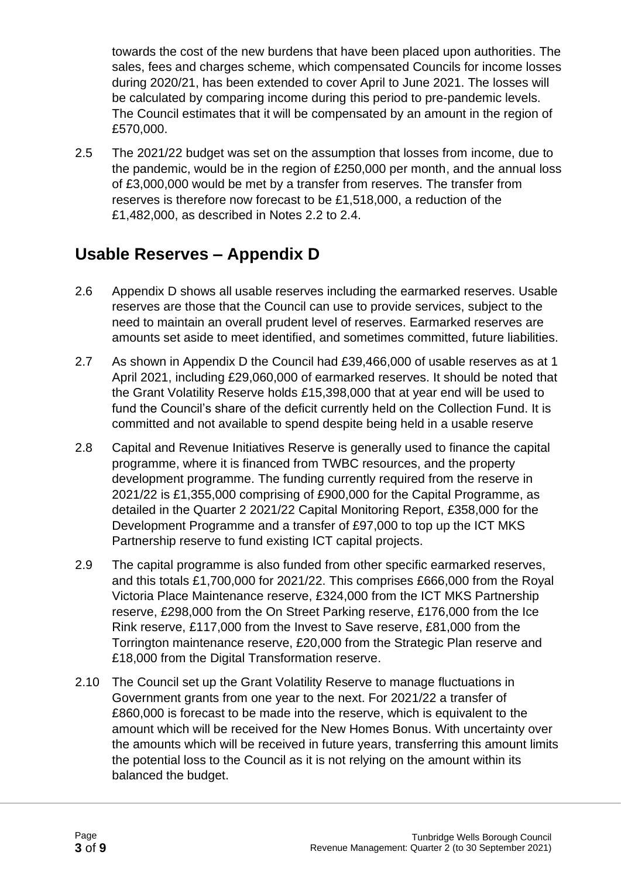towards the cost of the new burdens that have been placed upon authorities. The sales, fees and charges scheme, which compensated Councils for income losses during 2020/21, has been extended to cover April to June 2021. The losses will be calculated by comparing income during this period to pre-pandemic levels. The Council estimates that it will be compensated by an amount in the region of £570,000.

2.5 The 2021/22 budget was set on the assumption that losses from income, due to the pandemic, would be in the region of £250,000 per month, and the annual loss of £3,000,000 would be met by a transfer from reserves. The transfer from reserves is therefore now forecast to be £1,518,000, a reduction of the £1,482,000, as described in Notes 2.2 to 2.4.

## Usable Reserves – Appendix D

2.6 Appendix D shows all usable reserves including the earmarked reserves. Usable reserves are those that the Council can use to provide services, subject to the need to maintain an overall prudent level of reserves. Earmarked reserves are amounts set aside to meet identified, and sometimes committed, future liabilities.

2.7 As shown in Appendix D the Council had £39,466,000 of usable reserves as at 1 April 2021, including £29,060,000 of earmarked reserves. It should be noted that the Grant Volatility Reserve holds £15,398,000 that at year end will be used to fund the Council's share of the deficit currently held on the Collection Fund. It is committed and not available to spend despite being held in a usable reserve

2.8 Capital and Revenue Initiatives Reserve is generally used to finance the capital programme, where it is financed from TWBC resources, and the property development programme. The funding currently required from the reserve in 2021/22 is £1,355,000 comprising of £900,000 for the Capital Programme, as detailed in the Quarter 2 2021/22 Capital Monitoring Report, £358,000 for the Development Programme and a transfer of £97,000 to top up the ICT MKS Partnership reserve to fund existing ICT capital projects.

2.9 The capital programme is also funded from other specific earmarked reserves, and this totals £1,700,000 for 2021/22. This comprises £666,000 from the Royal Victoria Place Maintenance reserve, £324,000 from the ICT MKS Partnership reserve, £298,000 from the On Street Parking reserve, £176,000 from the Ice Rink reserve, £117,000 from the Invest to Save reserve, £81,000 from the Torrington maintenance reserve, £20,000 from the Strategic Plan reserve and £18,000 from the Digital Transformation reserve.

2.10 The Council set up the Grant Volatility Reserve to manage fluctuations in Government grants from one year to the next. For 2021/22 a transfer of £860,000 is forecast to be made into the reserve, which is equivalent to the amount which will be received for the New Homes Bonus. With uncertainty over the amounts which will be received in future years, transferring this amount limits the potential loss to the Council as it is not relying on the amount within its balanced the budget.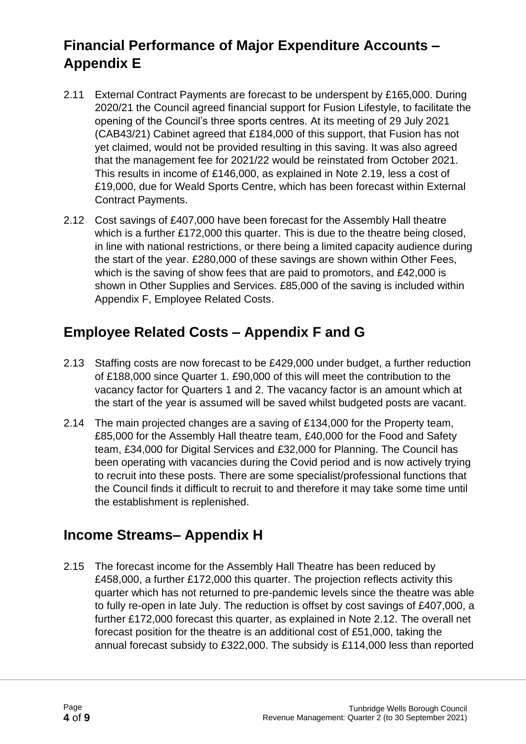## Financial Performance of Major Expenditure Accounts – Appendix E

2.11 External Contract Payments are forecast to be underspent by £165,000. During 2020/21 the Council agreed financial support for Fusion Lifestyle, to facilitate the opening of the Council's three sports centres. At its meeting of 29 July 2021 (CAB43/21) Cabinet agreed that £184,000 of this support, that Fusion has not yet claimed, would not be provided resulting in this saving. It was also agreed that the management fee for 2021/22 would be reinstated from October 2021. This results in income of £146,000, as explained in Note 2.19, less a cost of £19,000, due for Weald Sports Centre, which has been forecast within External Contract Payments.

2.12 Cost savings of £407,000 have been forecast for the Assembly Hall theatre which is a further £172,000 this quarter. This is due to the theatre being closed, in line with national restrictions, or there being a limited capacity audience during the start of the year. £280,000 of these savings are shown within Other Fees, which is the saving of show fees that are paid to promotors, and £42,000 is shown in Other Supplies and Services. £85,000 of the saving is included within Appendix F, Employee Related Costs.

## Employee Related Costs – Appendix F and G

2.13 Staffing costs are now forecast to be £429,000 under budget, a further reduction of £188,000 since Quarter 1. £90,000 of this will meet the contribution to the vacancy factor for Quarters 1 and 2. The vacancy factor is an amount which at the start of the year is assumed will be saved whilst budgeted posts are vacant.

2.14 The main projected changes are a saving of £134,000 for the Property team, £85,000 for the Assembly Hall theatre team, £40,000 for the Food and Safety team, £34,000 for Digital Services and £32,000 for Planning. The Council has been operating with vacancies during the Covid period and is now actively trying to recruit into these posts. There are some specialist/professional functions that the Council finds it difficult to recruit to and therefore it may take some time until the establishment is replenished.

## Income Streams– Appendix H

2.15 The forecast income for the Assembly Hall Theatre has been reduced by £458,000, a further £172,000 this quarter. The projection reflects activity this quarter which has not returned to pre-pandemic levels since the theatre was able to fully re-open in late July. The reduction is offset by cost savings of £407,000, a further £172,000 forecast this quarter, as explained in Note 2.12. The overall net forecast position for the theatre is an additional cost of £51,000, taking the annual forecast subsidy to £322,000. The subsidy is £114,000 less than reported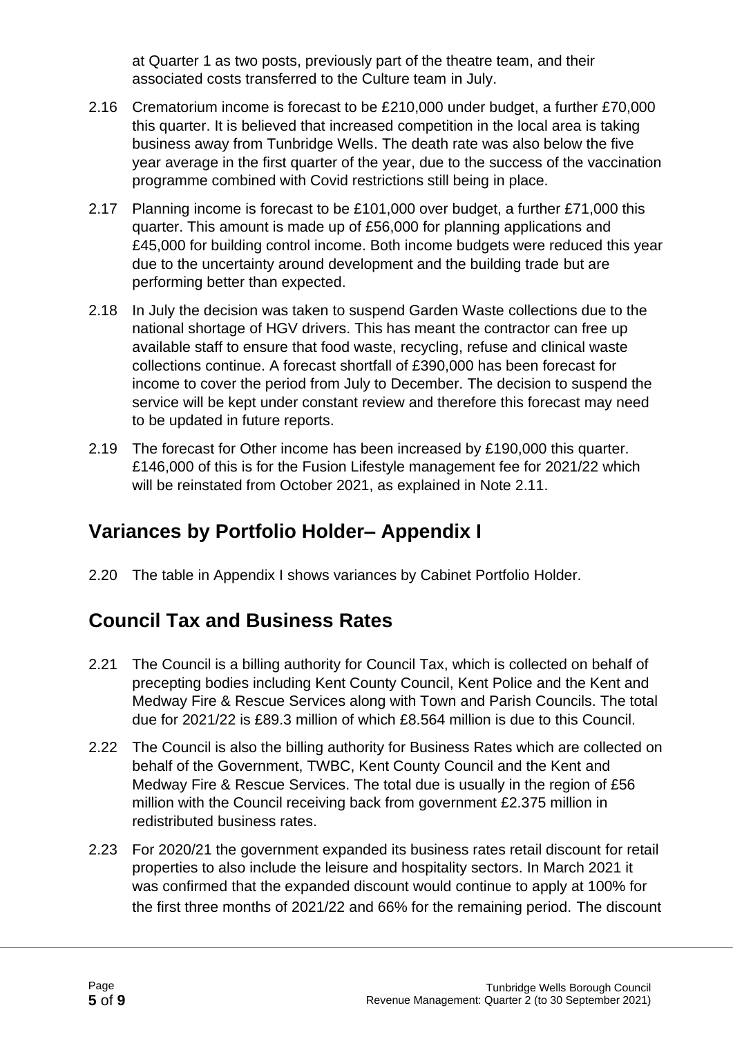at Quarter 1 as two posts, previously part of the theatre team, and their associated costs transferred to the Culture team in July.

2.16 Crematorium income is forecast to be £210,000 under budget, a further £70,000 this quarter. It is believed that increased competition in the local area is taking business away from Tunbridge Wells. The death rate was also below the five year average in the first quarter of the year, due to the success of the vaccination programme combined with Covid restrictions still being in place.

2.17 Planning income is forecast to be £101,000 over budget, a further £71,000 this quarter. This amount is made up of £56,000 for planning applications and £45,000 for building control income. Both income budgets were reduced this year due to the uncertainty around development and the building trade but are performing better than expected.

2.18 In July the decision was taken to suspend Garden Waste collections due to the national shortage of HGV drivers. This has meant the contractor can free up available staff to ensure that food waste, recycling, refuse and clinical waste collections continue. A forecast shortfall of £390,000 has been forecast for income to cover the period from July to December. The decision to suspend the service will be kept under constant review and therefore this forecast may need to be updated in future reports.

2.19 The forecast for Other income has been increased by £190,000 this quarter. £146,000 of this is for the Fusion Lifestyle management fee for 2021/22 which will be reinstated from October 2021, as explained in Note 2.11.

## Variances by Portfolio Holder– Appendix I

2.20 The table in Appendix I shows variances by Cabinet Portfolio Holder.

## Council Tax and Business Rates

2.21 The Council is a billing authority for Council Tax, which is collected on behalf of precepting bodies including Kent County Council, Kent Police and the Kent and Medway Fire & Rescue Services along with Town and Parish Councils. The total due for 2021/22 is £89.3 million of which £8.564 million is due to this Council.

2.22 The Council is also the billing authority for Business Rates which are collected on behalf of the Government, TWBC, Kent County Council and the Kent and Medway Fire & Rescue Services. The total due is usually in the region of £56 million with the Council receiving back from government £2.375 million in redistributed business rates.

2.23 For 2020/21 the government expanded its business rates retail discount for retail properties to also include the leisure and hospitality sectors. In March 2021 it was confirmed that the expanded discount would continue to apply at 100% for the first three months of 2021/22 and 66% for the remaining period. The discount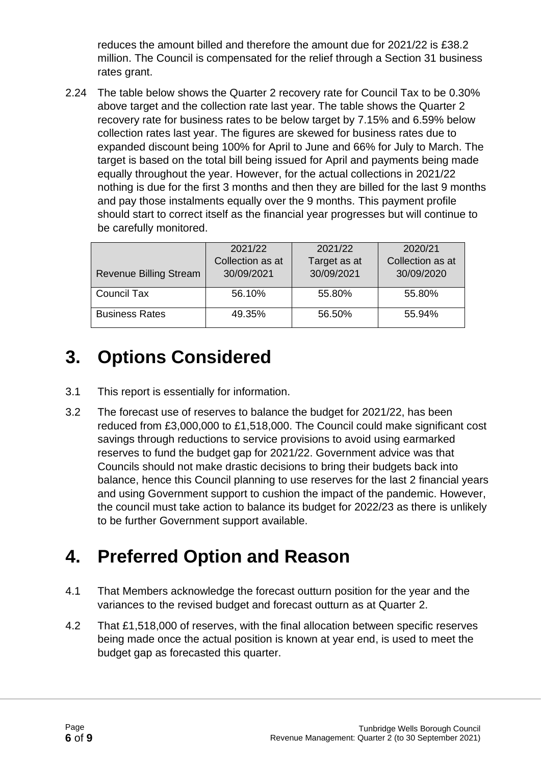reduces the amount billed and therefore the amount due for 2021/22 is £38.2 million. The Council is compensated for the relief through a Section 31 business rates grant.

2.24 The table below shows the Quarter 2 recovery rate for Council Tax to be 0.30% above target and the collection rate last year. The table shows the Quarter 2 recovery rate for business rates to be below target by 7.15% and 6.59% below collection rates last year. The figures are skewed for business rates due to expanded discount being 100% for April to June and 66% for July to March. The target is based on the total bill being issued for April and payments being made equally throughout the year. However, for the actual collections in 2021/22 nothing is due for the first 3 months and then they are billed for the last 9 months and pay those instalments equally over the 9 months. This payment profile should start to correct itself as the financial year progresses but will continue to be carefully monitored.

| Revenue Billing Stream | 2021/22 Collection as at 30/09/2021 | 2021/22 Target as at 30/09/2021 | 2020/21 Collection as at 30/09/2020 |
|---|---|---|---|
| Council Tax | 56.10% | 55.80% | 55.80% |
| Business Rates | 49.35% | 56.50% | 55.94% |

# 3. Options Considered

3.1 This report is essentially for information.

3.2 The forecast use of reserves to balance the budget for 2021/22, has been reduced from £3,000,000 to £1,518,000. The Council could make significant cost savings through reductions to service provisions to avoid using earmarked reserves to fund the budget gap for 2021/22. Government advice was that Councils should not make drastic decisions to bring their budgets back into balance, hence this Council planning to use reserves for the last 2 financial years and using Government support to cushion the impact of the pandemic. However, the council must take action to balance its budget for 2022/23 as there is unlikely to be further Government support available.

# 4. Preferred Option and Reason

4.1 That Members acknowledge the forecast outturn position for the year and the variances to the revised budget and forecast outturn as at Quarter 2.

4.2 That £1,518,000 of reserves, with the final allocation between specific reserves being made once the actual position is known at year end, is used to meet the budget gap as forecasted this quarter.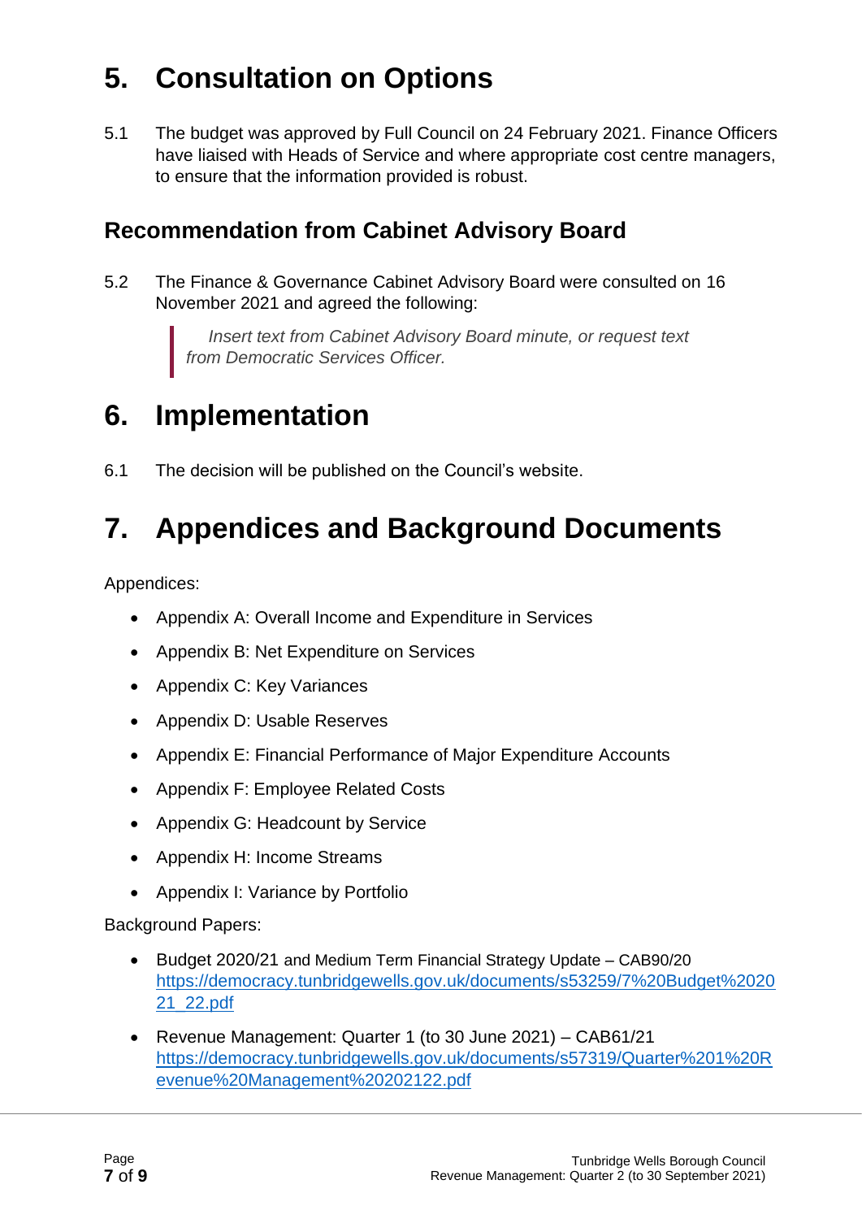# 5. Consultation on Options

5.1 The budget was approved by Full Council on 24 February 2021. Finance Officers have liaised with Heads of Service and where appropriate cost centre managers, to ensure that the information provided is robust.

## Recommendation from Cabinet Advisory Board

5.2 The Finance & Governance Cabinet Advisory Board were consulted on 16 November 2021 and agreed the following:

> *Insert text from Cabinet Advisory Board minute, or request text from Democratic Services Officer.*

# 6. Implementation

6.1 The decision will be published on the Council's website.

# 7. Appendices and Background Documents

Appendices:

- Appendix A: Overall Income and Expenditure in Services
- Appendix B: Net Expenditure on Services
- Appendix C: Key Variances
- Appendix D: Usable Reserves
- Appendix E: Financial Performance of Major Expenditure Accounts
- Appendix F: Employee Related Costs
- Appendix G: Headcount by Service
- Appendix H: Income Streams
- Appendix I: Variance by Portfolio

Background Papers:

- Budget 2020/21 and Medium Term Financial Strategy Update – CAB90/20 https://democracy.tunbridgewells.gov.uk/documents/s53259/7%20Budget%202021_22.pdf
- Revenue Management: Quarter 1 (to 30 June 2021) – CAB61/21 https://democracy.tunbridgewells.gov.uk/documents/s57319/Quarter%201%20Revenue%20Management%20202122.pdf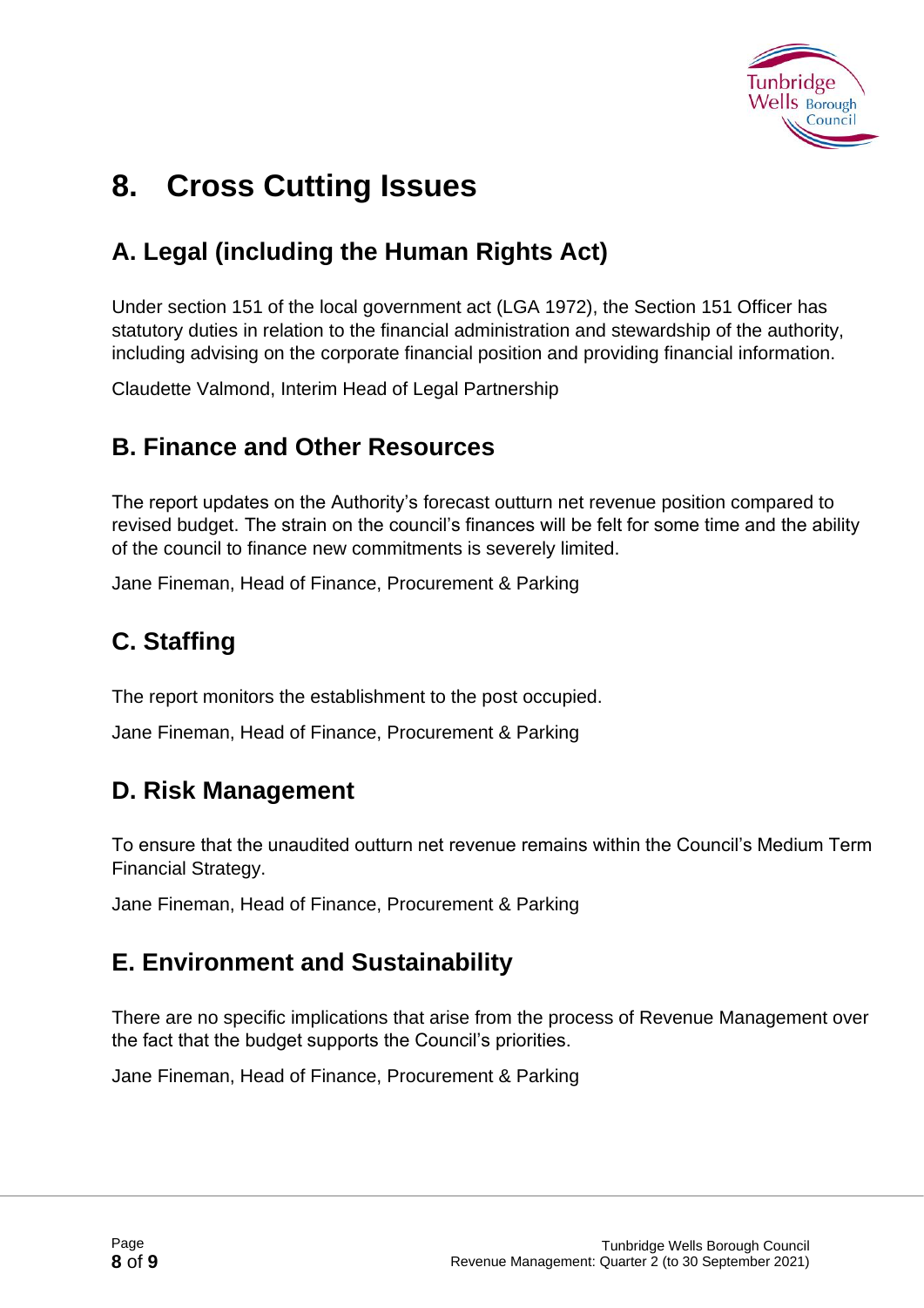# 8. Cross Cutting Issues

## A. Legal (including the Human Rights Act)

Under section 151 of the local government act (LGA 1972), the Section 151 Officer has statutory duties in relation to the financial administration and stewardship of the authority, including advising on the corporate financial position and providing financial information.

Claudette Valmond, Interim Head of Legal Partnership

## B. Finance and Other Resources

The report updates on the Authority's forecast outturn net revenue position compared to revised budget. The strain on the council's finances will be felt for some time and the ability of the council to finance new commitments is severely limited.

Jane Fineman, Head of Finance, Procurement & Parking

## C. Staffing

The report monitors the establishment to the post occupied.

Jane Fineman, Head of Finance, Procurement & Parking

## D. Risk Management

To ensure that the unaudited outturn net revenue remains within the Council's Medium Term Financial Strategy.

Jane Fineman, Head of Finance, Procurement & Parking

## E. Environment and Sustainability

There are no specific implications that arise from the process of Revenue Management over the fact that the budget supports the Council's priorities.

Jane Fineman, Head of Finance, Procurement & Parking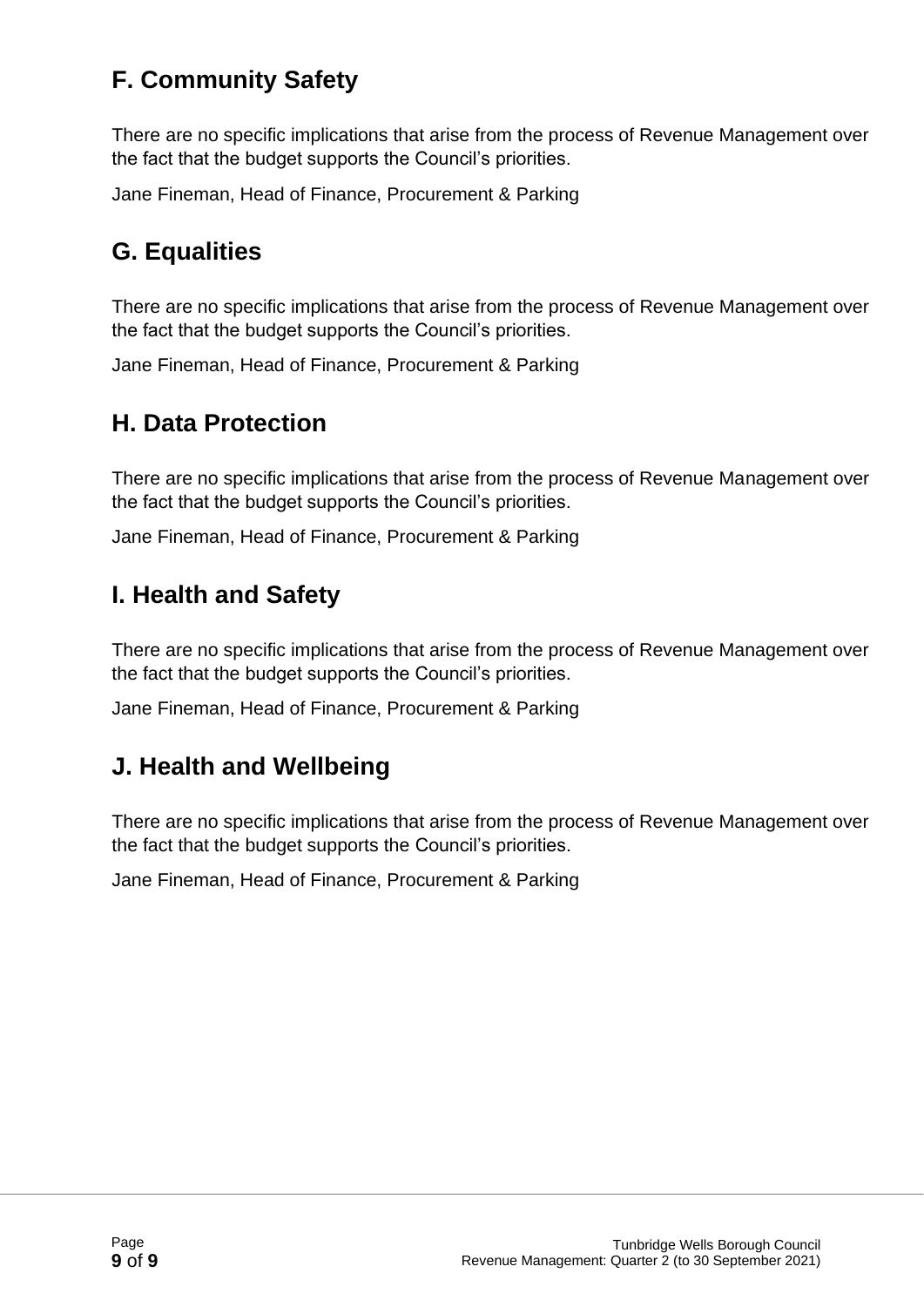## F. Community Safety

There are no specific implications that arise from the process of Revenue Management over the fact that the budget supports the Council's priorities.

Jane Fineman, Head of Finance, Procurement & Parking

## G. Equalities

There are no specific implications that arise from the process of Revenue Management over the fact that the budget supports the Council's priorities.

Jane Fineman, Head of Finance, Procurement & Parking

## H. Data Protection

There are no specific implications that arise from the process of Revenue Management over the fact that the budget supports the Council's priorities.

Jane Fineman, Head of Finance, Procurement & Parking

## I. Health and Safety

There are no specific implications that arise from the process of Revenue Management over the fact that the budget supports the Council's priorities.

Jane Fineman, Head of Finance, Procurement & Parking

## J. Health and Wellbeing

There are no specific implications that arise from the process of Revenue Management over the fact that the budget supports the Council's priorities.

Jane Fineman, Head of Finance, Procurement & Parking